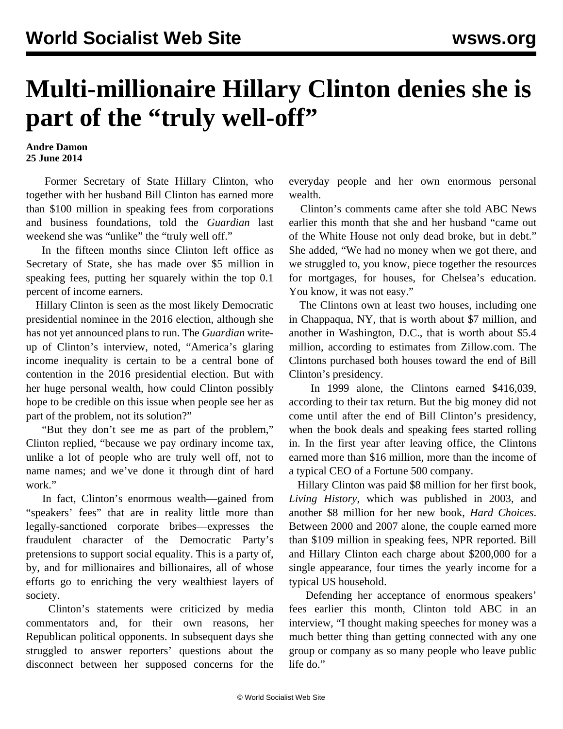# Multi-millionaire Hillary Clinton denies she is part of the "truly well-off"

**Andre Damon**
**25 June 2014**

Former Secretary of State Hillary Clinton, who together with her husband Bill Clinton has earned more than $100 million in speaking fees from corporations and business foundations, told the *Guardian* last weekend she was "unlike" the "truly well off."

In the fifteen months since Clinton left office as Secretary of State, she has made over $5 million in speaking fees, putting her squarely within the top 0.1 percent of income earners.

Hillary Clinton is seen as the most likely Democratic presidential nominee in the 2016 election, although she has not yet announced plans to run. The *Guardian* write-up of Clinton's interview, noted, "America's glaring income inequality is certain to be a central bone of contention in the 2016 presidential election. But with her huge personal wealth, how could Clinton possibly hope to be credible on this issue when people see her as part of the problem, not its solution?"

"But they don't see me as part of the problem," Clinton replied, "because we pay ordinary income tax, unlike a lot of people who are truly well off, not to name names; and we've done it through dint of hard work."

In fact, Clinton's enormous wealth—gained from "speakers' fees" that are in reality little more than legally-sanctioned corporate bribes—expresses the fraudulent character of the Democratic Party's pretensions to support social equality. This is a party of, by, and for millionaires and billionaires, all of whose efforts go to enriching the very wealthiest layers of society.

Clinton's statements were criticized by media commentators and, for their own reasons, her Republican political opponents. In subsequent days she struggled to answer reporters' questions about the disconnect between her supposed concerns for the everyday people and her own enormous personal wealth.

Clinton's comments came after she told ABC News earlier this month that she and her husband "came out of the White House not only dead broke, but in debt." She added, "We had no money when we got there, and we struggled to, you know, piece together the resources for mortgages, for houses, for Chelsea's education. You know, it was not easy."

The Clintons own at least two houses, including one in Chappaqua, NY, that is worth about $7 million, and another in Washington, D.C., that is worth about $5.4 million, according to estimates from Zillow.com. The Clintons purchased both houses toward the end of Bill Clinton's presidency.

In 1999 alone, the Clintons earned $416,039, according to their tax return. But the big money did not come until after the end of Bill Clinton's presidency, when the book deals and speaking fees started rolling in. In the first year after leaving office, the Clintons earned more than $16 million, more than the income of a typical CEO of a Fortune 500 company.

Hillary Clinton was paid $8 million for her first book, *Living History*, which was published in 2003, and another $8 million for her new book, *Hard Choices*. Between 2000 and 2007 alone, the couple earned more than $109 million in speaking fees, NPR reported. Bill and Hillary Clinton each charge about $200,000 for a single appearance, four times the yearly income for a typical US household.

Defending her acceptance of enormous speakers' fees earlier this month, Clinton told ABC in an interview, "I thought making speeches for money was a much better thing than getting connected with any one group or company as so many people who leave public life do."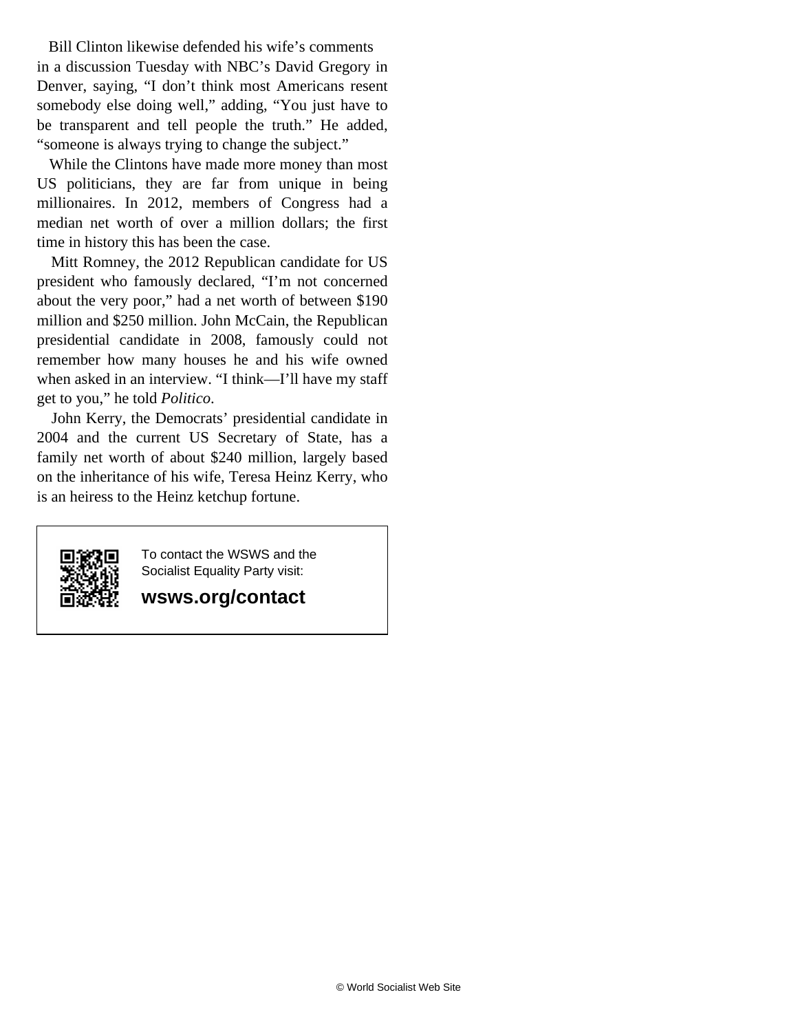Bill Clinton likewise defended his wife's comments in a discussion Tuesday with NBC's David Gregory in Denver, saying, "I don't think most Americans resent somebody else doing well," adding, "You just have to be transparent and tell people the truth." He added, "someone is always trying to change the subject."

While the Clintons have made more money than most US politicians, they are far from unique in being millionaires. In 2012, members of Congress had a median net worth of over a million dollars; the first time in history this has been the case.

Mitt Romney, the 2012 Republican candidate for US president who famously declared, "I'm not concerned about the very poor," had a net worth of between $190 million and $250 million. John McCain, the Republican presidential candidate in 2008, famously could not remember how many houses he and his wife owned when asked in an interview. "I think—I'll have my staff get to you," he told *Politico.*

John Kerry, the Democrats' presidential candidate in 2004 and the current US Secretary of State, has a family net worth of about $240 million, largely based on the inheritance of his wife, Teresa Heinz Kerry, who is an heiress to the Heinz ketchup fortune.

To contact the WSWS and the Socialist Equality Party visit:

**wsws.org/contact**